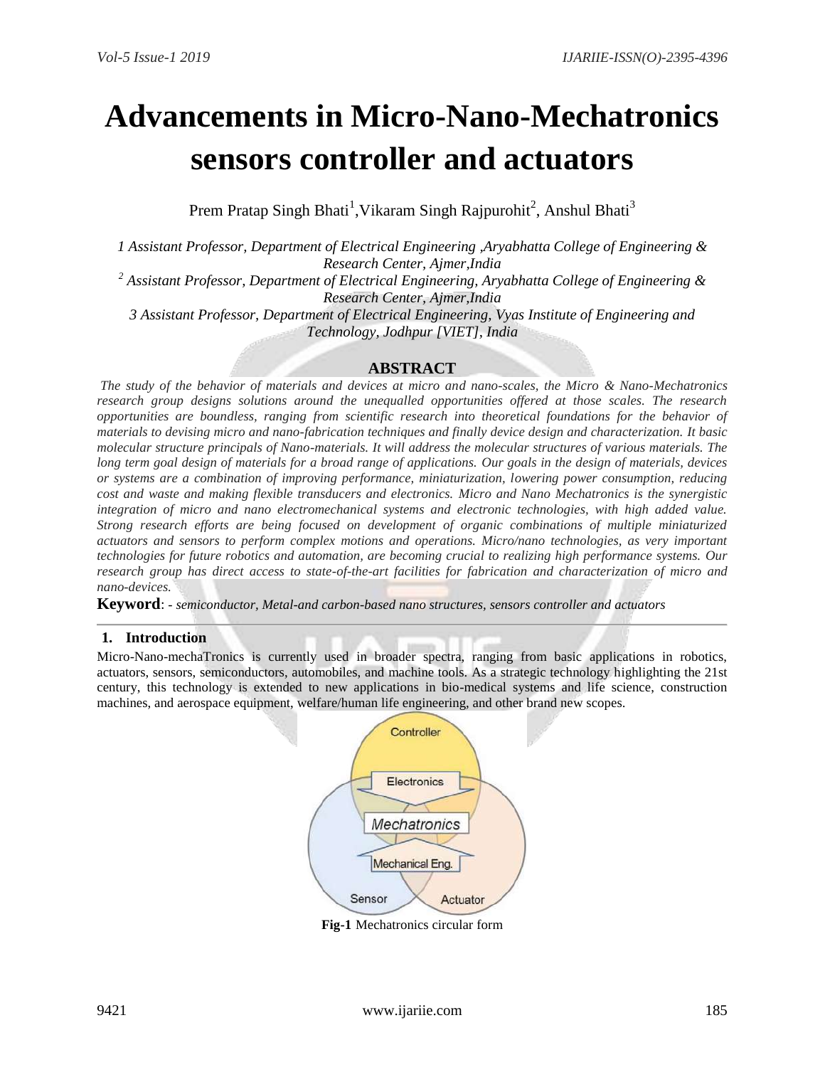# Advancements in Micro-Nano-Mechatronics sensors controller and actuators

Prem Pratap Singh Bhati[1], Vikaram Singh Rajpurohit[2], Anshul Bhati[3]

*1 Assistant Professor, Department of Electrical Engineering ,Aryabhatta College of Engineering & Research Center, Ajmer,India*

*2 Assistant Professor, Department of Electrical Engineering, Aryabhatta College of Engineering & Research Center, Ajmer,India*

*3 Assistant Professor, Department of Electrical Engineering, Vyas Institute of Engineering and Technology, Jodhpur [VIET], India*

## ABSTRACT

*The study of the behavior of materials and devices at micro and nano-scales, the Micro & Nano-Mechatronics research group designs solutions around the unequalled opportunities offered at those scales. The research opportunities are boundless, ranging from scientific research into theoretical foundations for the behavior of materials to devising micro and nano-fabrication techniques and finally device design and characterization. It basic molecular structure principals of Nano-materials. It will address the molecular structures of various materials. The long term goal design of materials for a broad range of applications. Our goals in the design of materials, devices or systems are a combination of improving performance, miniaturization, lowering power consumption, reducing cost and waste and making flexible transducers and electronics. Micro and Nano Mechatronics is the synergistic integration of micro and nano electromechanical systems and electronic technologies, with high added value. Strong research efforts are being focused on development of organic combinations of multiple miniaturized actuators and sensors to perform complex motions and operations. Micro/nano technologies, as very important technologies for future robotics and automation, are becoming crucial to realizing high performance systems. Our research group has direct access to state-of-the-art facilities for fabrication and characterization of micro and nano-devices.*

**Keyword**: - *semiconductor, Metal-and carbon-based nano structures, sensors controller and actuators*

## 1. Introduction

Micro-Nano-mechaTronics is currently used in broader spectra, ranging from basic applications in robotics, actuators, sensors, semiconductors, automobiles, and machine tools. As a strategic technology highlighting the 21st century, this technology is extended to new applications in bio-medical systems and life science, construction machines, and aerospace equipment, welfare/human life engineering, and other brand new scopes.

**Fig-1** Mechatronics circular form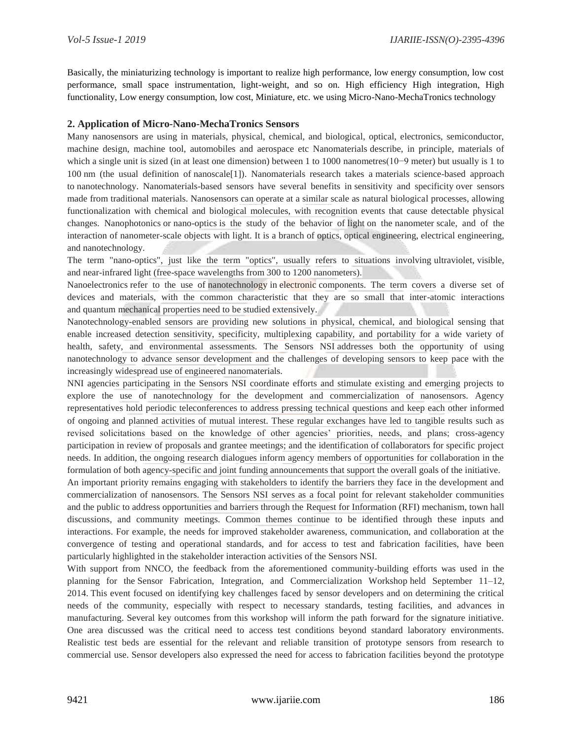Basically, the miniaturizing technology is important to realize high performance, low energy consumption, low cost performance, small space instrumentation, light-weight, and so on. High efficiency High integration, High functionality, Low energy consumption, low cost, Miniature, etc. we using Micro-Nano-MechaTronics technology

## 2. Application of Micro-Nano-MechaTronics Sensors

Many nanosensors are using in materials, physical, chemical, and biological, optical, electronics, semiconductor, machine design, machine tool, automobiles and aerospace etc Nanomaterials describe, in principle, materials of which a single unit is sized (in at least one dimension) between 1 to 1000 nanometres($10^{-9}$ meter) but usually is 1 to 100 nm (the usual definition of nanoscale[1]). Nanomaterials research takes a materials science-based approach to nanotechnology. Nanomaterials-based sensors have several benefits in sensitivity and specificity over sensors made from traditional materials. Nanosensors can operate at a similar scale as natural biological processes, allowing functionalization with chemical and biological molecules, with recognition events that cause detectable physical changes. Nanophotonics or nano-optics is the study of the behavior of light on the nanometer scale, and of the interaction of nanometer-scale objects with light. It is a branch of optics, optical engineering, electrical engineering, and nanotechnology.

The term "nano-optics", just like the term "optics", usually refers to situations involving ultraviolet, visible, and near-infrared light (free-space wavelengths from 300 to 1200 nanometers).

Nanoelectronics refer to the use of nanotechnology in electronic components. The term covers a diverse set of devices and materials, with the common characteristic that they are so small that inter-atomic interactions and quantum mechanical properties need to be studied extensively.

Nanotechnology-enabled sensors are providing new solutions in physical, chemical, and biological sensing that enable increased detection sensitivity, specificity, multiplexing capability, and portability for a wide variety of health, safety, and environmental assessments. The Sensors NSI addresses both the opportunity of using nanotechnology to advance sensor development and the challenges of developing sensors to keep pace with the increasingly widespread use of engineered nanomaterials.

NNI agencies participating in the Sensors NSI coordinate efforts and stimulate existing and emerging projects to explore the use of nanotechnology for the development and commercialization of nanosensors. Agency representatives hold periodic teleconferences to address pressing technical questions and keep each other informed of ongoing and planned activities of mutual interest. These regular exchanges have led to tangible results such as revised solicitations based on the knowledge of other agencies' priorities, needs, and plans; cross-agency participation in review of proposals and grantee meetings; and the identification of collaborators for specific project needs. In addition, the ongoing research dialogues inform agency members of opportunities for collaboration in the formulation of both agency-specific and joint funding announcements that support the overall goals of the initiative.

An important priority remains engaging with stakeholders to identify the barriers they face in the development and commercialization of nanosensors. The Sensors NSI serves as a focal point for relevant stakeholder communities and the public to address opportunities and barriers through the Request for Information (RFI) mechanism, town hall discussions, and community meetings. Common themes continue to be identified through these inputs and interactions. For example, the needs for improved stakeholder awareness, communication, and collaboration at the convergence of testing and operational standards, and for access to test and fabrication facilities, have been particularly highlighted in the stakeholder interaction activities of the Sensors NSI.

With support from NNCO, the feedback from the aforementioned community-building efforts was used in the planning for the Sensor Fabrication, Integration, and Commercialization Workshop held September 11–12, 2014. This event focused on identifying key challenges faced by sensor developers and on determining the critical needs of the community, especially with respect to necessary standards, testing facilities, and advances in manufacturing. Several key outcomes from this workshop will inform the path forward for the signature initiative. One area discussed was the critical need to access test conditions beyond standard laboratory environments. Realistic test beds are essential for the relevant and reliable transition of prototype sensors from research to commercial use. Sensor developers also expressed the need for access to fabrication facilities beyond the prototype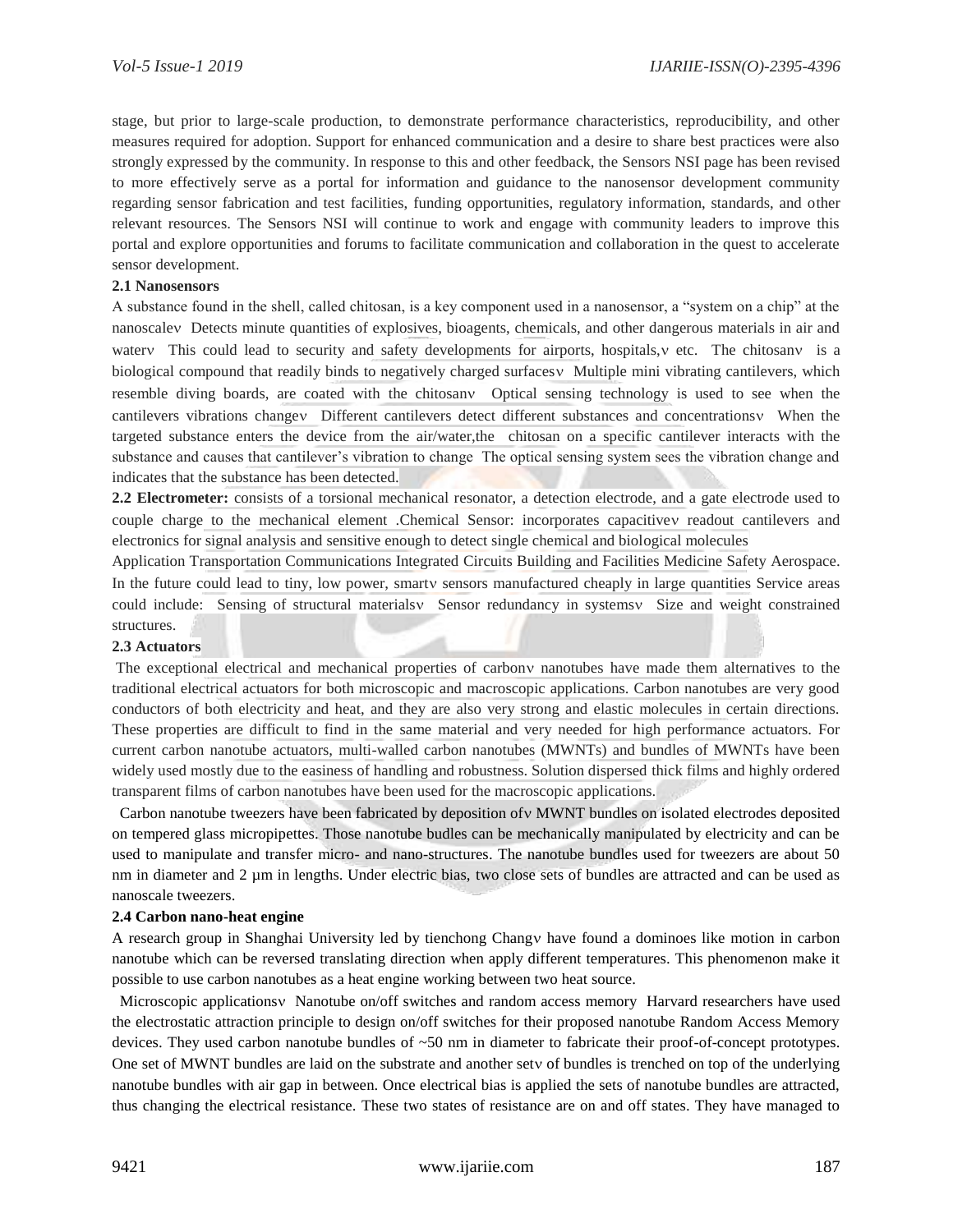stage, but prior to large-scale production, to demonstrate performance characteristics, reproducibility, and other measures required for adoption. Support for enhanced communication and a desire to share best practices were also strongly expressed by the community. In response to this and other feedback, the Sensors NSI page has been revised to more effectively serve as a portal for information and guidance to the nanosensor development community regarding sensor fabrication and test facilities, funding opportunities, regulatory information, standards, and other relevant resources. The Sensors NSI will continue to work and engage with community leaders to improve this portal and explore opportunities and forums to facilitate communication and collaboration in the quest to accelerate sensor development.

**2.1 Nanosensors**

A substance found in the shell, called chitosan, is a key component used in a nanosensor, a "system on a chip" at the nanoscaleν Detects minute quantities of explosives, bioagents, chemicals, and other dangerous materials in air and waterν This could lead to security and safety developments for airports, hospitals,ν etc. The chitosanν is a biological compound that readily binds to negatively charged surfacesν Multiple mini vibrating cantilevers, which resemble diving boards, are coated with the chitosanν Optical sensing technology is used to see when the cantilevers vibrations changeν Different cantilevers detect different substances and concentrationsν When the targeted substance enters the device from the air/water,the chitosan on a specific cantilever interacts with the substance and causes that cantilever's vibration to change The optical sensing system sees the vibration change and indicates that the substance has been detected.

**2.2 Electrometer:** consists of a torsional mechanical resonator, a detection electrode, and a gate electrode used to couple charge to the mechanical element .Chemical Sensor: incorporates capacitiveν readout cantilevers and electronics for signal analysis and sensitive enough to detect single chemical and biological molecules

Application Transportation Communications Integrated Circuits Building and Facilities Medicine Safety Aerospace. In the future could lead to tiny, low power, smartν sensors manufactured cheaply in large quantities Service areas could include: Sensing of structural materialsν Sensor redundancy in systemsν Size and weight constrained structures.

**2.3 Actuators**

The exceptional electrical and mechanical properties of carbonν nanotubes have made them alternatives to the traditional electrical actuators for both microscopic and macroscopic applications. Carbon nanotubes are very good conductors of both electricity and heat, and they are also very strong and elastic molecules in certain directions. These properties are difficult to find in the same material and very needed for high performance actuators. For current carbon nanotube actuators, multi-walled carbon nanotubes (MWNTs) and bundles of MWNTs have been widely used mostly due to the easiness of handling and robustness. Solution dispersed thick films and highly ordered transparent films of carbon nanotubes have been used for the macroscopic applications.

Carbon nanotube tweezers have been fabricated by deposition ofν MWNT bundles on isolated electrodes deposited on tempered glass micropipettes. Those nanotube budles can be mechanically manipulated by electricity and can be used to manipulate and transfer micro- and nano-structures. The nanotube bundles used for tweezers are about 50 nm in diameter and 2 µm in lengths. Under electric bias, two close sets of bundles are attracted and can be used as nanoscale tweezers.

**2.4 Carbon nano-heat engine**

A research group in Shanghai University led by tienchong Changν have found a dominoes like motion in carbon nanotube which can be reversed translating direction when apply different temperatures. This phenomenon make it possible to use carbon nanotubes as a heat engine working between two heat source.

Microscopic applicationsν Nanotube on/off switches and random access memory Harvard researchers have used the electrostatic attraction principle to design on/off switches for their proposed nanotube Random Access Memory devices. They used carbon nanotube bundles of ~50 nm in diameter to fabricate their proof-of-concept prototypes. One set of MWNT bundles are laid on the substrate and another setν of bundles is trenched on top of the underlying nanotube bundles with air gap in between. Once electrical bias is applied the sets of nanotube bundles are attracted, thus changing the electrical resistance. These two states of resistance are on and off states. They have managed to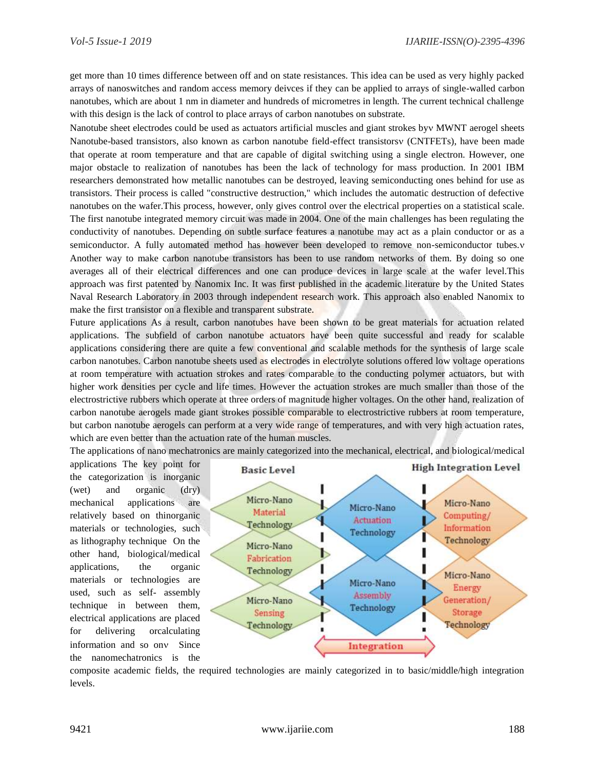get more than 10 times difference between off and on state resistances. This idea can be used as very highly packed arrays of nanoswitches and random access memory deivces if they can be applied to arrays of single-walled carbon nanotubes, which are about 1 nm in diameter and hundreds of micrometres in length. The current technical challenge with this design is the lack of control to place arrays of carbon nanotubes on substrate.

Nanotube sheet electrodes could be used as actuators artificial muscles and giant strokes byv MWNT aerogel sheets Nanotube-based transistors, also known as carbon nanotube field-effect transistorsv (CNTFETs), have been made that operate at room temperature and that are capable of digital switching using a single electron. However, one major obstacle to realization of nanotubes has been the lack of technology for mass production. In 2001 IBM researchers demonstrated how metallic nanotubes can be destroyed, leaving semiconducting ones behind for use as transistors. Their process is called "constructive destruction," which includes the automatic destruction of defective nanotubes on the wafer.This process, however, only gives control over the electrical properties on a statistical scale. The first nanotube integrated memory circuit was made in 2004. One of the main challenges has been regulating the conductivity of nanotubes. Depending on subtle surface features a nanotube may act as a plain conductor or as a semiconductor. A fully automated method has however been developed to remove non-semiconductor tubes.v Another way to make carbon nanotube transistors has been to use random networks of them. By doing so one averages all of their electrical differences and one can produce devices in large scale at the wafer level.This approach was first patented by Nanomix Inc. It was first published in the academic literature by the United States Naval Research Laboratory in 2003 through independent research work. This approach also enabled Nanomix to make the first transistor on a flexible and transparent substrate.

Future applications As a result, carbon nanotubes have been shown to be great materials for actuation related applications. The subfield of carbon nanotube actuators have been quite successful and ready for scalable applications considering there are quite a few conventional and scalable methods for the synthesis of large scale carbon nanotubes. Carbon nanotube sheets used as electrodes in electrolyte solutions offered low voltage operations at room temperature with actuation strokes and rates comparable to the conducting polymer actuators, but with higher work densities per cycle and life times. However the actuation strokes are much smaller than those of the electrostrictive rubbers which operate at three orders of magnitude higher voltages. On the other hand, realization of carbon nanotube aerogels made giant strokes possible comparable to electrostrictive rubbers at room temperature, but carbon nanotube aerogels can perform at a very wide range of temperatures, and with very high actuation rates, which are even better than the actuation rate of the human muscles.

The applications of nano mechatronics are mainly categorized into the mechanical, electrical, and biological/medical applications The key point for the categorization is inorganic (wet) and organic (dry) mechanical applications are relatively based on thinorganic materials or technologies, such as lithography technique On the other hand, biological/medical applications, the organic materials or technologies are used, such as self- assembly technique in between them, electrical applications are placed for delivering orcalculating information and so onv Since the nanomechatronics is the composite academic fields, the required technologies are mainly categorized in to basic/middle/high integration levels.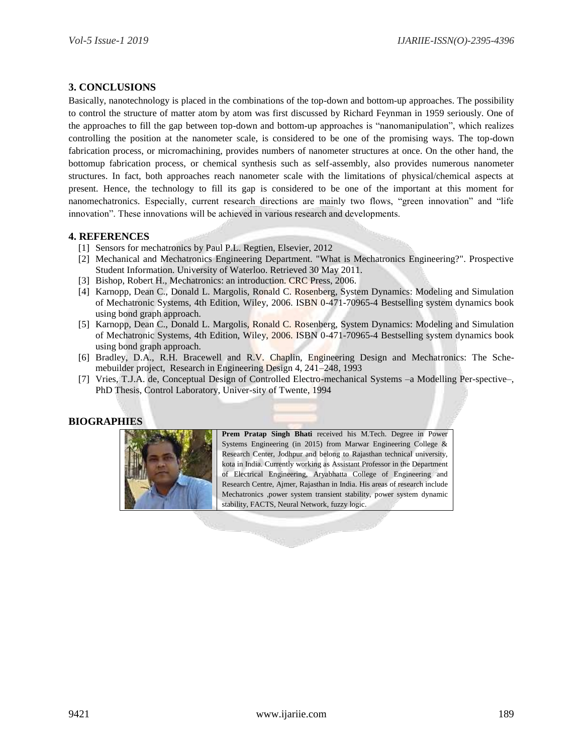## 3. CONCLUSIONS

Basically, nanotechnology is placed in the combinations of the top-down and bottom-up approaches. The possibility to control the structure of matter atom by atom was first discussed by Richard Feynman in 1959 seriously. One of the approaches to fill the gap between top-down and bottom-up approaches is "nanomanipulation", which realizes controlling the position at the nanometer scale, is considered to be one of the promising ways. The top-down fabrication process, or micromachining, provides numbers of nanometer structures at once. On the other hand, the bottomup fabrication process, or chemical synthesis such as self-assembly, also provides numerous nanometer structures. In fact, both approaches reach nanometer scale with the limitations of physical/chemical aspects at present. Hence, the technology to fill its gap is considered to be one of the important at this moment for nanomechatronics. Especially, current research directions are mainly two flows, "green innovation" and "life innovation". These innovations will be achieved in various research and developments.

## 4. REFERENCES

[1] Sensors for mechatronics by Paul P.L. Regtien, Elsevier, 2012

[2] Mechanical and Mechatronics Engineering Department. "What is Mechatronics Engineering?". Prospective Student Information. University of Waterloo. Retrieved 30 May 2011.

[3] Bishop, Robert H., Mechatronics: an introduction. CRC Press, 2006.

[4] Karnopp, Dean C., Donald L. Margolis, Ronald C. Rosenberg, System Dynamics: Modeling and Simulation of Mechatronic Systems, 4th Edition, Wiley, 2006. ISBN 0-471-70965-4 Bestselling system dynamics book using bond graph approach.

[5] Karnopp, Dean C., Donald L. Margolis, Ronald C. Rosenberg, System Dynamics: Modeling and Simulation of Mechatronic Systems, 4th Edition, Wiley, 2006. ISBN 0-471-70965-4 Bestselling system dynamics book using bond graph approach.

[6] Bradley, D.A., R.H. Bracewell and R.V. Chaplin, Engineering Design and Mechatronics: The Schemebuilder project, Research in Engineering Design 4, 241–248, 1993

[7] Vries, T.J.A. de, Conceptual Design of Controlled Electro-mechanical Systems –a Modelling Per-spective–, PhD Thesis, Control Laboratory, Univer-sity of Twente, 1994

## BIOGRAPHIES

**Prem Pratap Singh Bhati** received his M.Tech. Degree in Power Systems Engineering (in 2015) from Marwar Engineering College & Research Center, Jodhpur and belong to Rajasthan technical university, kota in India. Currently working as Assistant Professor in the Department of Electrical Engineering, Aryabhatta College of Engineering and Research Centre, Ajmer, Rajasthan in India. His areas of research include Mechatronics ,power system transient stability, power system dynamic stability, FACTS, Neural Network, fuzzy logic.